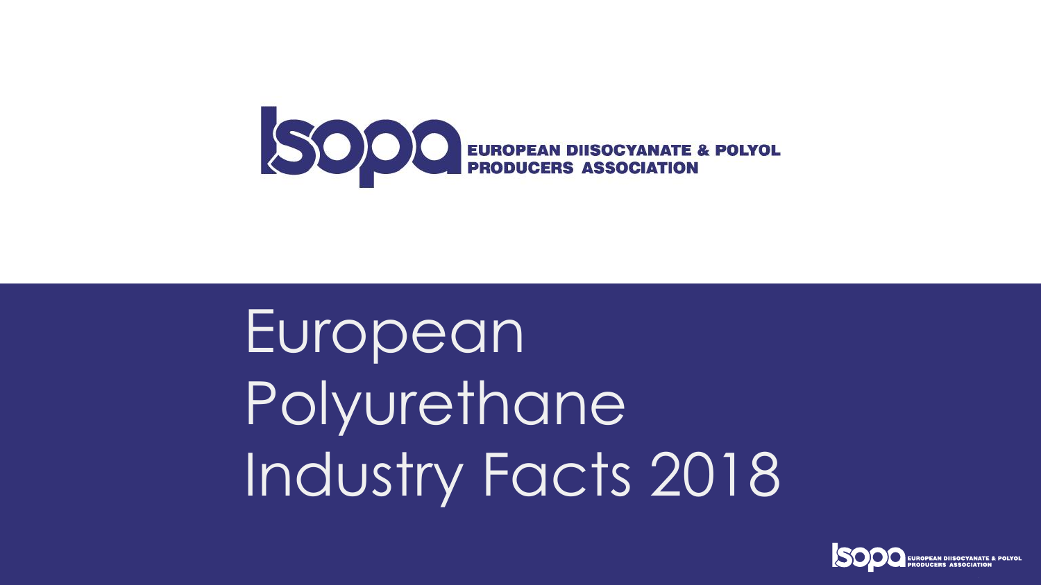**ISOPA** EUROPEAN DIISOCYANATE & POLYOL PRODUCERS ASSOCIATION

# European Polyurethane Industry Facts 2018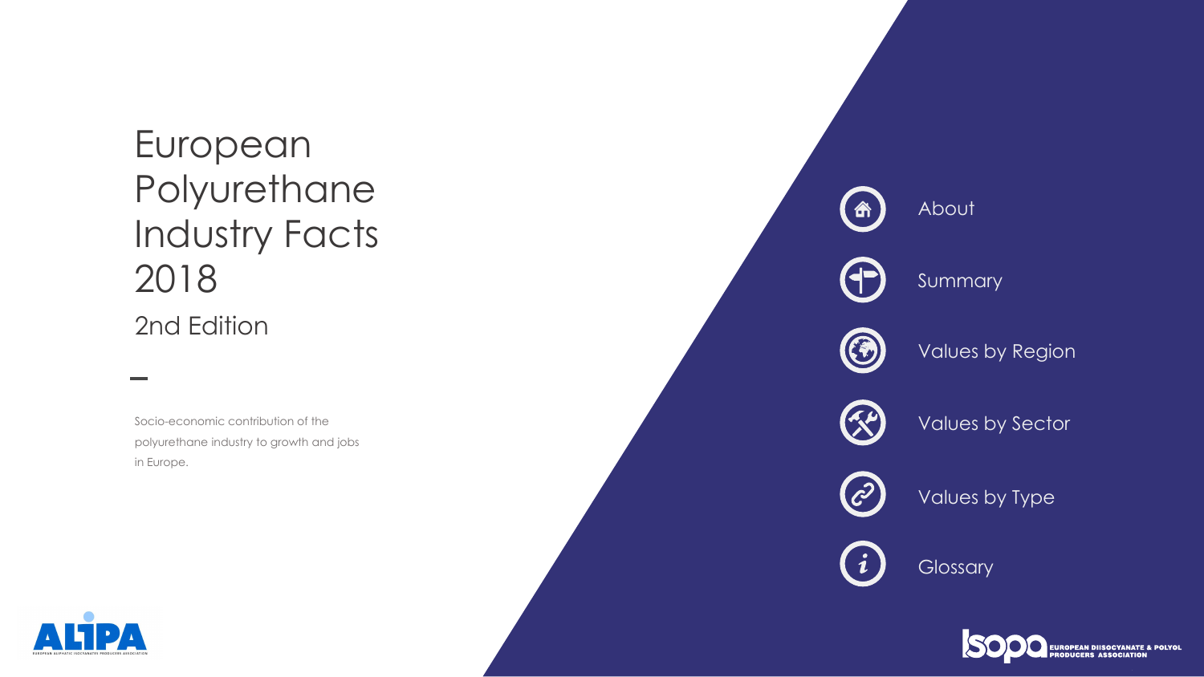# European Polyurethane Industry Facts 2018

## 2nd Edition

Socio-economic contribution of the polyurethane industry to growth and jobs in Europe.

- About
- Summary
- Values by Region
- Values by Sector
- Values by Type
- Glossary

ALIPA — EUROPEAN ALIPHATIC ISOCYANATES PRODUCERS ASSOCIATION

ISOPA — EUROPEAN DIISOCYANATE & POLYOL PRODUCERS ASSOCIATION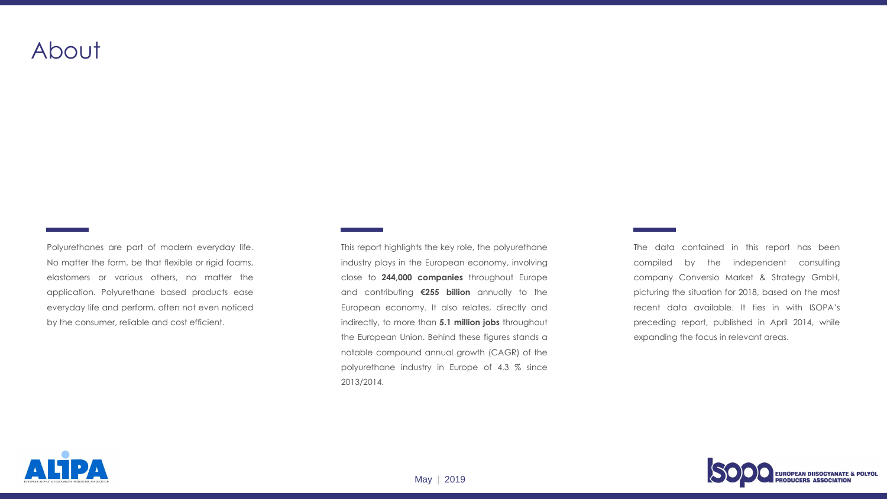# About

Polyurethanes are part of modern everyday life. No matter the form, be that flexible or rigid foams, elastomers or various others, no matter the application. Polyurethane based products ease everyday life and perform, often not even noticed by the consumer, reliable and cost efficient.

This report highlights the key role, the polyurethane industry plays in the European economy, involving close to **244,000 companies** throughout Europe and contributing **€255 billion** annually to the European economy. It also relates, directly and indirectly, to more than **5.1 million jobs** throughout the European Union. Behind these figures stands a notable compound annual growth (CAGR) of the polyurethane industry in Europe of 4.3 % since 2013/2014.

The data contained in this report has been compiled by the independent consulting company Conversio Market & Strategy GmbH, picturing the situation for 2018, based on the most recent data available. It ties in with ISOPA's preceding report, published in April 2014, while expanding the focus in relevant areas.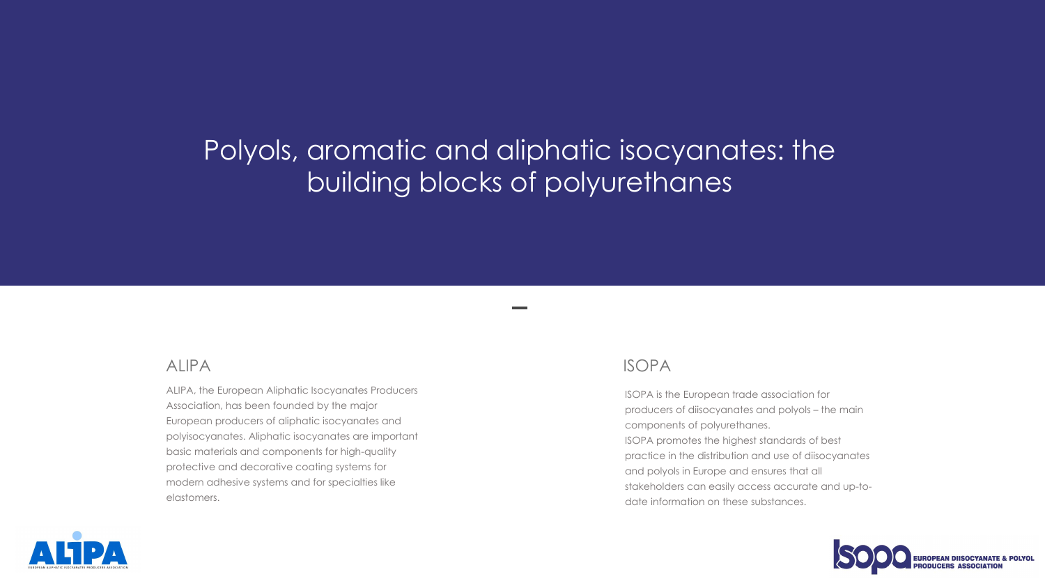# Polyols, aromatic and aliphatic isocyanates: the building blocks of polyurethanes

## ALIPA

ALIPA, the European Aliphatic Isocyanates Producers Association, has been founded by the major European producers of aliphatic isocyanates and polyisocyanates. Aliphatic isocyanates are important basic materials and components for high-quality protective and decorative coating systems for modern adhesive systems and for specialties like elastomers.

## ISOPA

ISOPA is the European trade association for producers of diisocyanates and polyols – the main components of polyurethanes.

ISOPA promotes the highest standards of best practice in the distribution and use of diisocyanates and polyols in Europe and ensures that all stakeholders can easily access accurate and up-to-date information on these substances.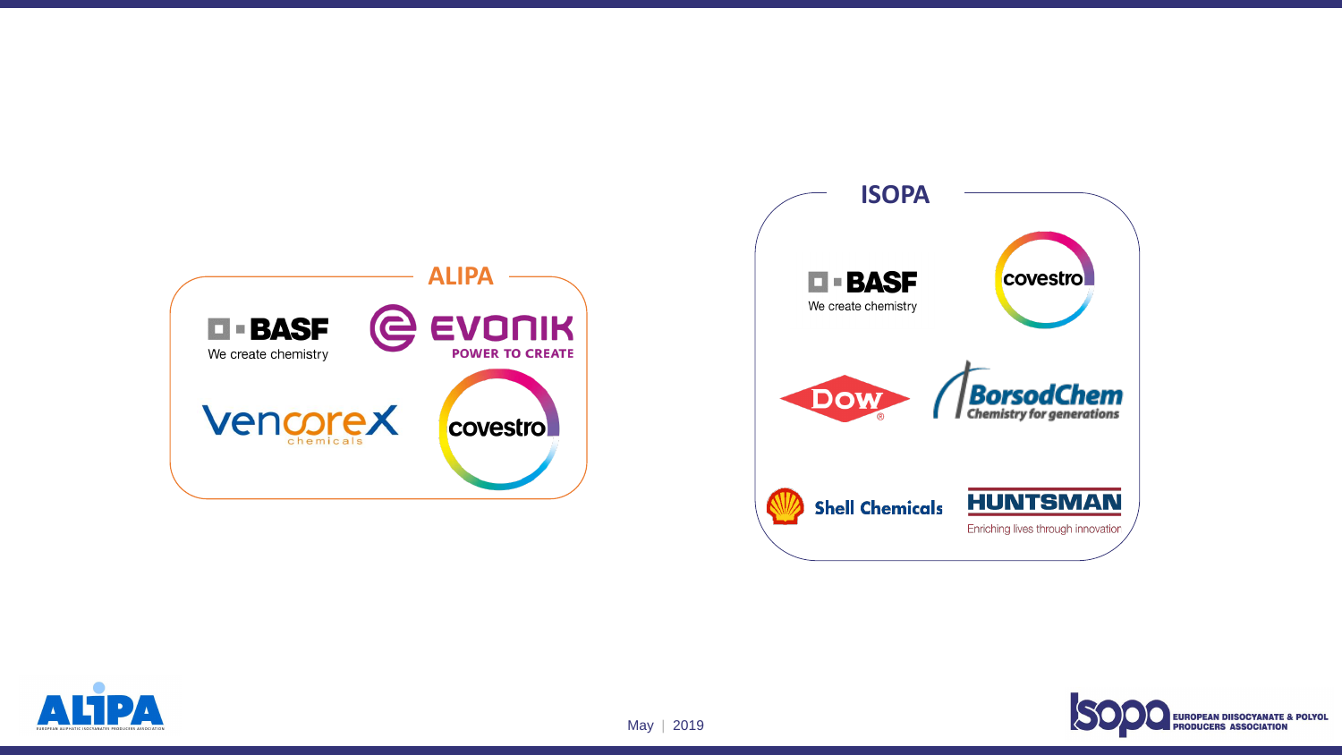## ALIPA

- BASF — We create chemistry
- EVONIK — POWER TO CREATE
- Vencorex chemicals
- covestro

## ISOPA

- BASF — We create chemistry
- covestro
- Dow
- BorsodChem — Chemistry for generations
- Shell Chemicals
- HUNTSMAN — Enriching lives through innovation

May | 2019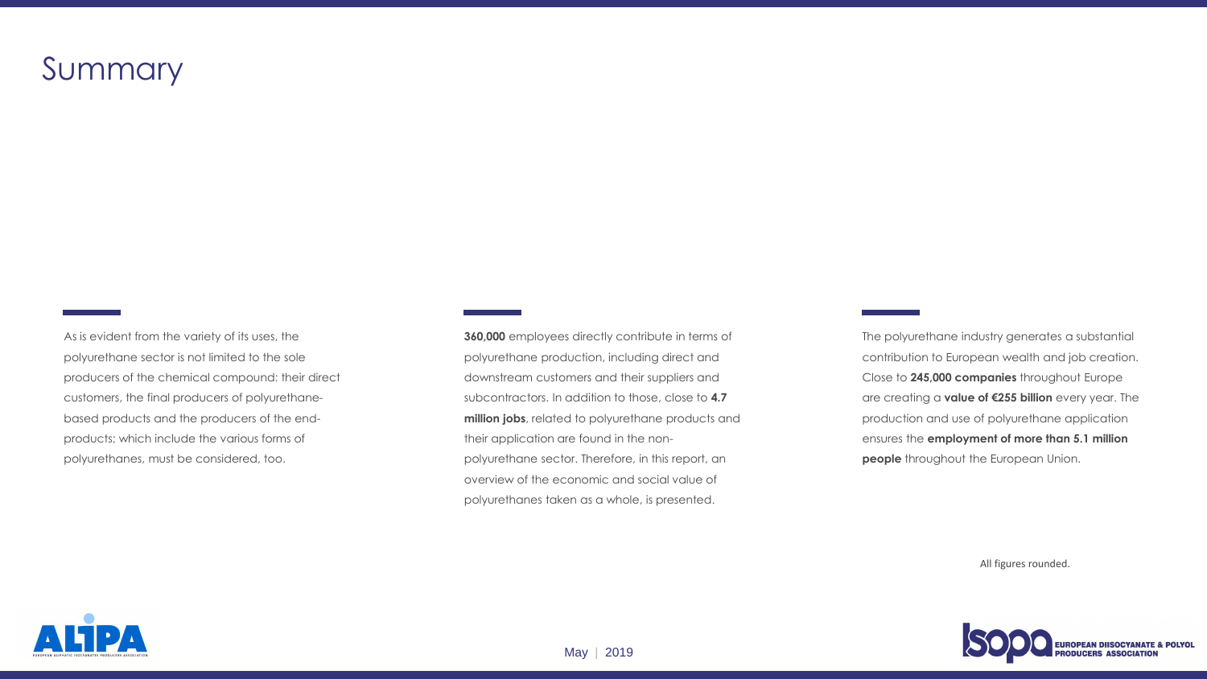# Summary

As is evident from the variety of its uses, the polyurethane sector is not limited to the sole producers of the chemical compound: their direct customers, the final producers of polyurethane-based products and the producers of the end-products; which include the various forms of polyurethanes, must be considered, too.

**360,000** employees directly contribute in terms of polyurethane production, including direct and downstream customers and their suppliers and subcontractors. In addition to those, close to **4.7 million jobs**, related to polyurethane products and their application are found in the non-polyurethane sector. Therefore, in this report, an overview of the economic and social value of polyurethanes taken as a whole, is presented.

The polyurethane industry generates a substantial contribution to European wealth and job creation. Close to **245,000 companies** throughout Europe are creating a **value of €255 billion** every year. The production and use of polyurethane application ensures the **employment of more than 5.1 million people** throughout the European Union.

All figures rounded.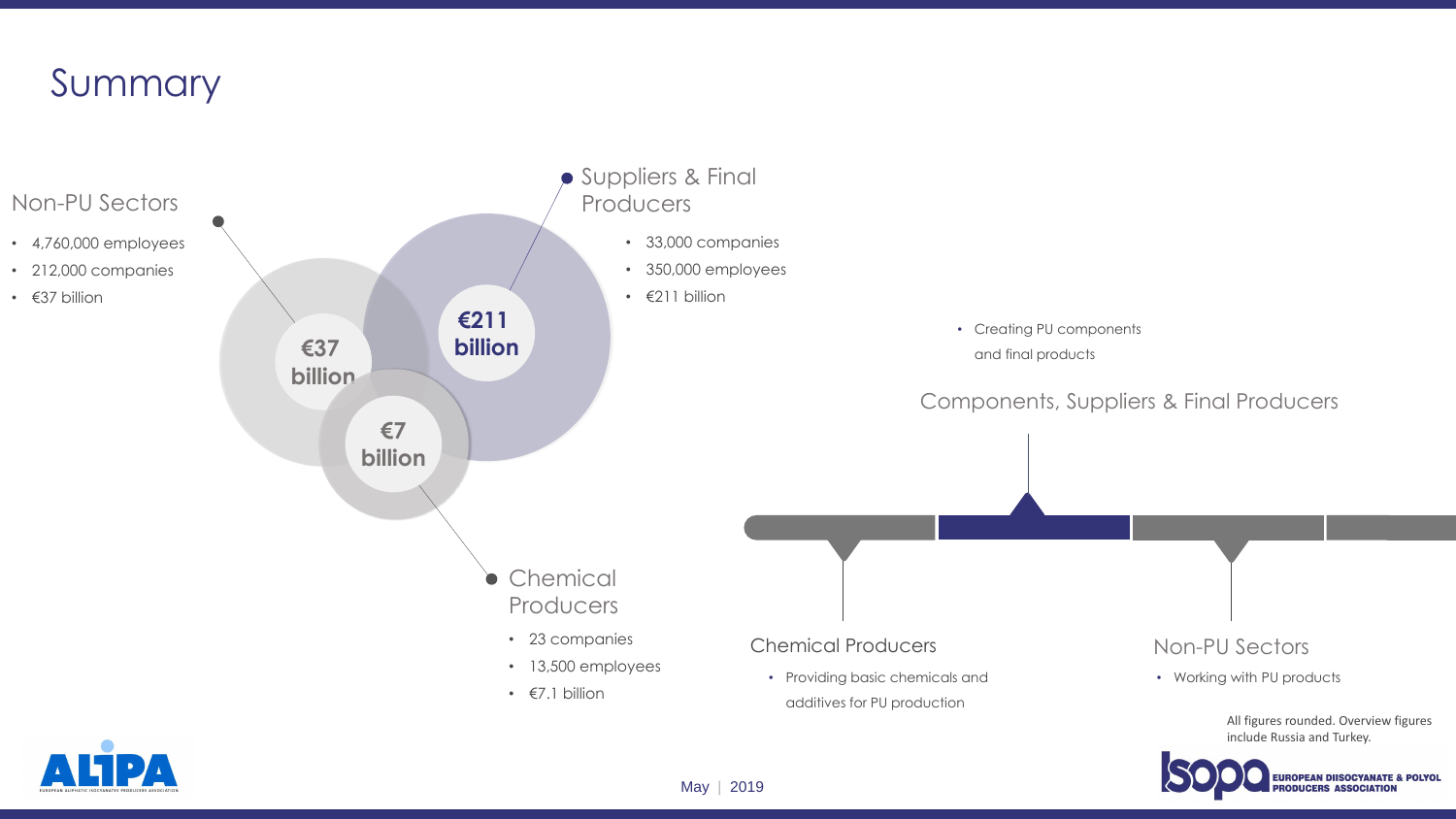# Summary

## Non-PU Sectors

- 4,760,000 employees
- 212,000 companies
- €37 billion

## Suppliers & Final Producers

- 33,000 companies
- 350,000 employees
- €211 billion

€37 billion

€211 billion

€7 billion

## Chemical Producers

- 23 companies
- 13,500 employees
- €7.1 billion

## Components, Suppliers & Final Producers

- Creating PU components and final products

## Chemical Producers

- Providing basic chemicals and additives for PU production

## Non-PU Sectors

- Working with PU products

All figures rounded. Overview figures include Russia and Turkey.

May | 2019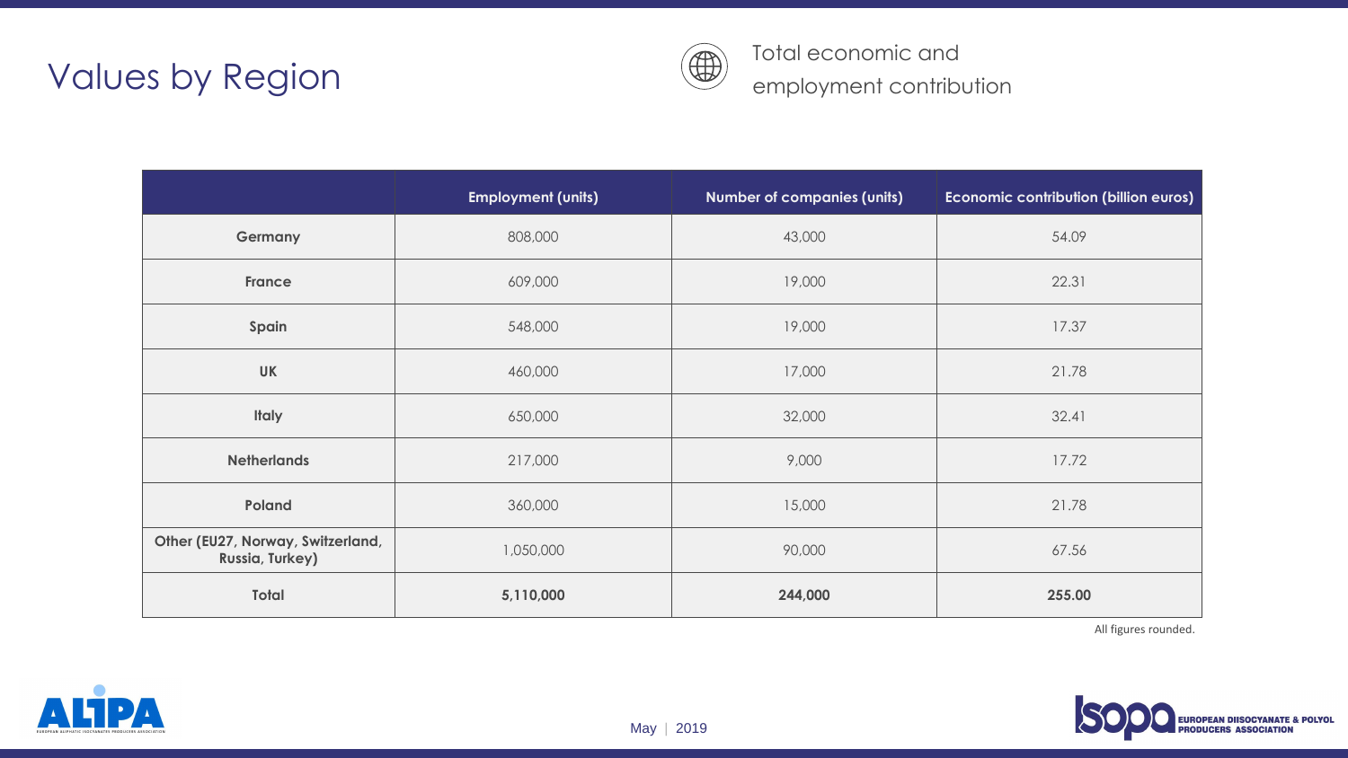# Values by Region

Total economic and employment contribution

| | Employment (units) | Number of companies (units) | Economic contribution (billion euros) |
|---|---|---|---|
| **Germany** | 808,000 | 43,000 | 54.09 |
| **France** | 609,000 | 19,000 | 22.31 |
| **Spain** | 548,000 | 19,000 | 17.37 |
| **UK** | 460,000 | 17,000 | 21.78 |
| **Italy** | 650,000 | 32,000 | 32.41 |
| **Netherlands** | 217,000 | 9,000 | 17.72 |
| **Poland** | 360,000 | 15,000 | 21.78 |
| **Other (EU27, Norway, Switzerland, Russia, Turkey)** | 1,050,000 | 90,000 | 67.56 |
| **Total** | **5,110,000** | **244,000** | **255.00** |

All figures rounded.

May | 2019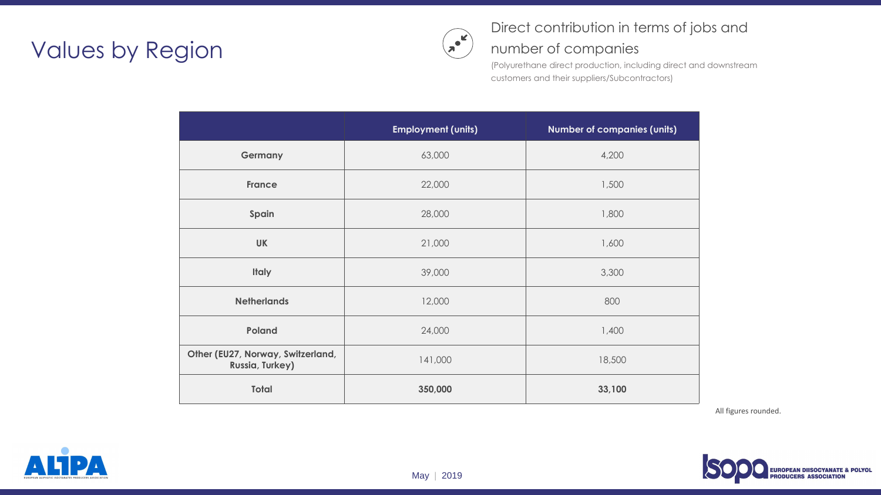# Values by Region

## Direct contribution in terms of jobs and number of companies

(Polyurethane direct production, including direct and downstream customers and their suppliers/Subcontractors)

| | Employment (units) | Number of companies (units) |
|---|---|---|
| **Germany** | 63,000 | 4,200 |
| **France** | 22,000 | 1,500 |
| **Spain** | 28,000 | 1,800 |
| **UK** | 21,000 | 1,600 |
| **Italy** | 39,000 | 3,300 |
| **Netherlands** | 12,000 | 800 |
| **Poland** | 24,000 | 1,400 |
| **Other (EU27, Norway, Switzerland, Russia, Turkey)** | 141,000 | 18,500 |
| **Total** | **350,000** | **33,100** |

All figures rounded.

May | 2019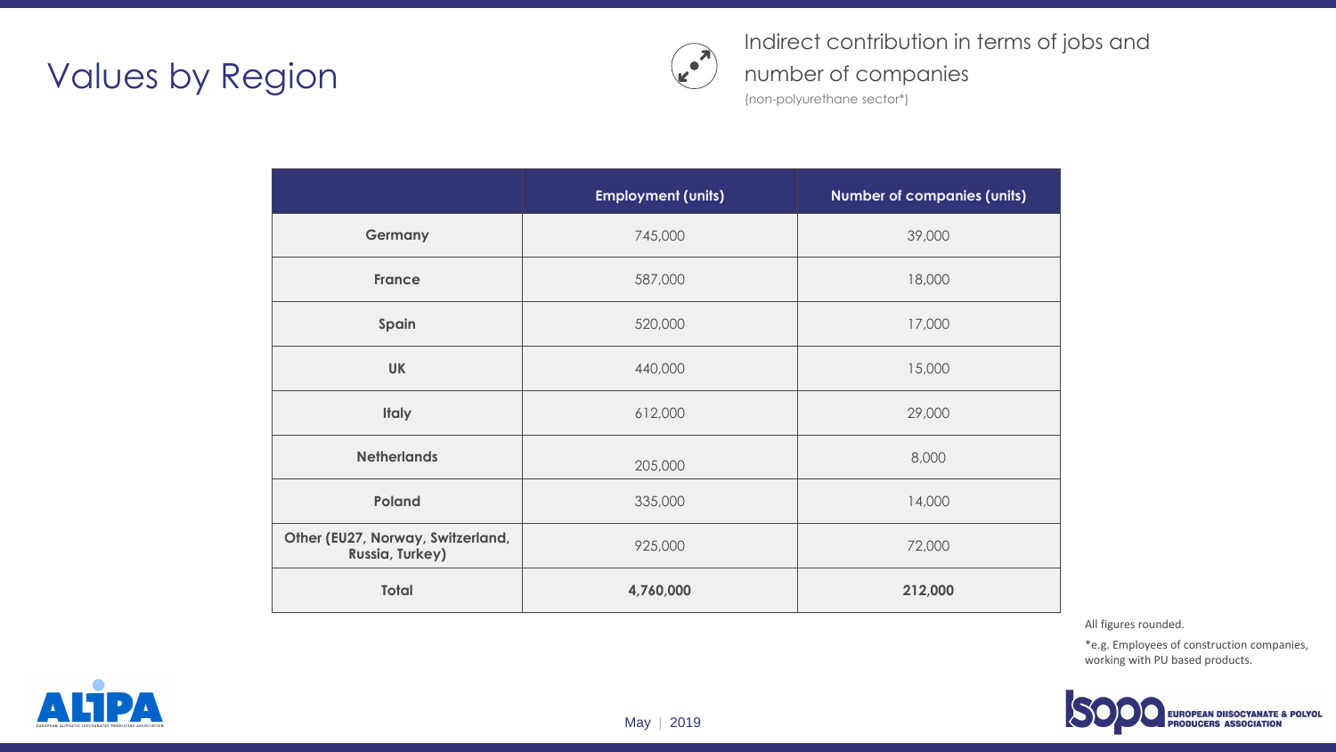# Values by Region

## Indirect contribution in terms of jobs and number of companies

(non-polyurethane sector*)

| | Employment (units) | Number of companies (units) |
|---|---|---|
| **Germany** | 745,000 | 39,000 |
| **France** | 587,000 | 18,000 |
| **Spain** | 520,000 | 17,000 |
| **UK** | 440,000 | 15,000 |
| **Italy** | 612,000 | 29,000 |
| **Netherlands** | 205,000 | 8,000 |
| **Poland** | 335,000 | 14,000 |
| **Other (EU27, Norway, Switzerland, Russia, Turkey)** | 925,000 | 72,000 |
| **Total** | **4,760,000** | **212,000** |

All figures rounded.

*e.g. Employees of construction companies, working with PU based products.

May | 2019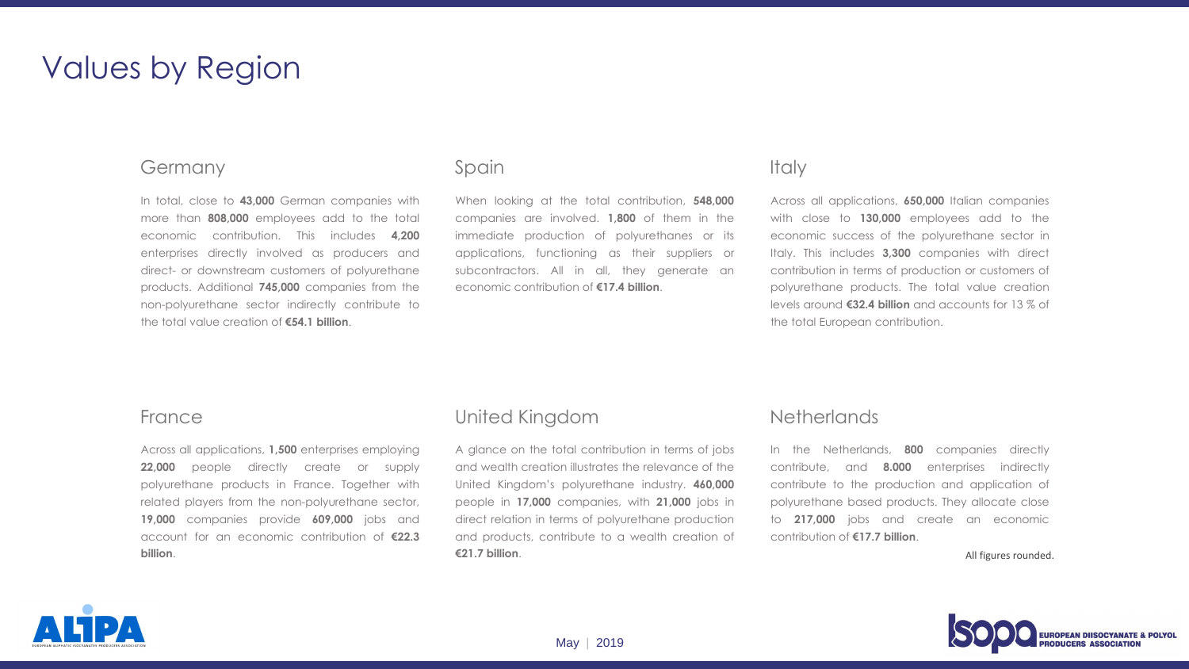# Values by Region

## Germany

In total, close to **43,000** German companies with more than **808,000** employees add to the total economic contribution. This includes **4,200** enterprises directly involved as producers and direct- or downstream customers of polyurethane products. Additional **745,000** companies from the non-polyurethane sector indirectly contribute to the total value creation of **€54.1 billion**.

## Spain

When looking at the total contribution, **548,000** companies are involved. **1,800** of them in the immediate production of polyurethanes or its applications, functioning as their suppliers or subcontractors. All in all, they generate an economic contribution of **€17.4 billion**.

## Italy

Across all applications, **650,000** Italian companies with close to **130,000** employees add to the economic success of the polyurethane sector in Italy. This includes **3,300** companies with direct contribution in terms of production or customers of polyurethane products. The total value creation levels around **€32.4 billion** and accounts for 13 % of the total European contribution.

## France

Across all applications, **1,500** enterprises employing **22,000** people directly create or supply polyurethane products in France. Together with related players from the non-polyurethane sector, **19,000** companies provide **609,000** jobs and account for an economic contribution of **€22.3 billion**.

## United Kingdom

A glance on the total contribution in terms of jobs and wealth creation illustrates the relevance of the United Kingdom's polyurethane industry. **460,000** people in **17,000** companies, with **21,000** jobs in direct relation in terms of polyurethane production and products, contribute to a wealth creation of **€21.7 billion**.

## Netherlands

In the Netherlands, **800** companies directly contribute, and **8.000** enterprises indirectly contribute to the production and application of polyurethane based products. They allocate close to **217,000** jobs and create an economic contribution of **€17.7 billion**.

All figures rounded.

May | 2019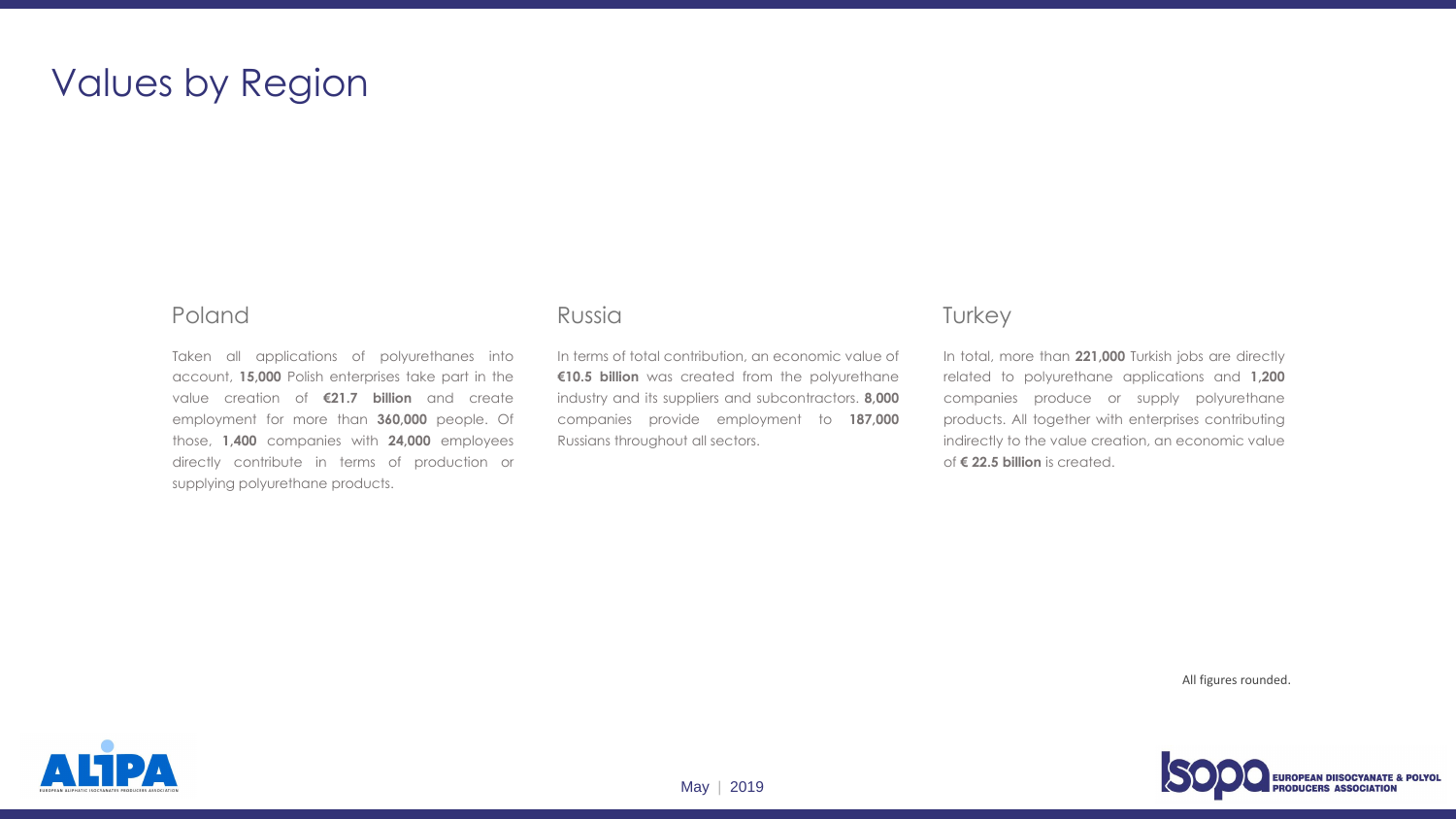# Values by Region

## Poland

Taken all applications of polyurethanes into account, **15,000** Polish enterprises take part in the value creation of **€21.7 billion** and create employment for more than **360,000** people. Of those, **1,400** companies with **24,000** employees directly contribute in terms of production or supplying polyurethane products.

## Russia

In terms of total contribution, an economic value of **€10.5 billion** was created from the polyurethane industry and its suppliers and subcontractors. **8,000** companies provide employment to **187,000** Russians throughout all sectors.

## Turkey

In total, more than **221,000** Turkish jobs are directly related to polyurethane applications and **1,200** companies produce or supply polyurethane products. All together with enterprises contributing indirectly to the value creation, an economic value of **€ 22.5 billion** is created.

All figures rounded.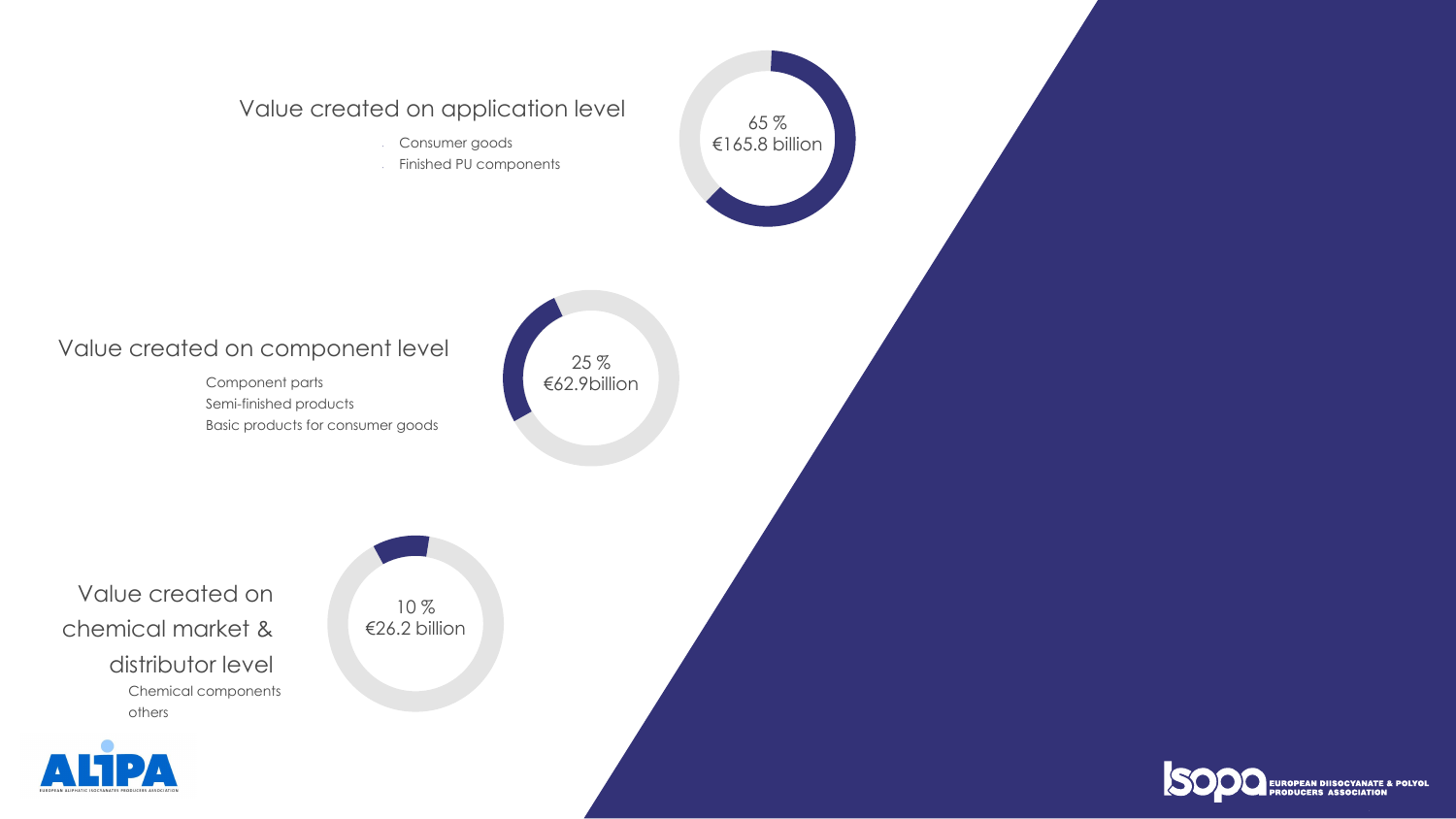## Value created on application level

- Consumer goods
- Finished PU components

65 %
€165.8 billion

## Value created on component level

- Component parts
- Semi-finished products
- Basic products for consumer goods

25 %
€62.9billion

## Value created on chemical market & distributor level

- Chemical components
- others

10 %
€26.2 billion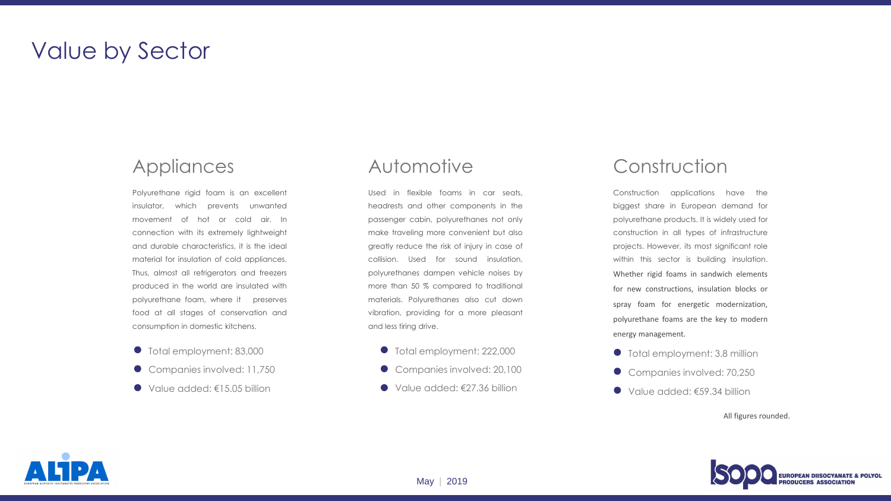# Value by Sector

## Appliances

Polyurethane rigid foam is an excellent insulator, which prevents unwanted movement of hot or cold air. In connection with its extremely lightweight and durable characteristics, it is the ideal material for insulation of cold appliances. Thus, almost all refrigerators and freezers produced in the world are insulated with polyurethane foam, where it preserves food at all stages of conservation and consumption in domestic kitchens.

- Total employment: 83,000
- Companies involved: 11,750
- Value added: €15.05 billion

## Automotive

Used in flexible foams in car seats, headrests and other components in the passenger cabin, polyurethanes not only make traveling more convenient but also greatly reduce the risk of injury in case of collision. Used for sound insulation, polyurethanes dampen vehicle noises by more than 50 % compared to traditional materials. Polyurethanes also cut down vibration, providing for a more pleasant and less tiring drive.

- Total employment: 222,000
- Companies involved: 20,100
- Value added: €27.36 billion

## Construction

Construction applications have the biggest share in European demand for polyurethane products. It is widely used for construction in all types of infrastructure projects. However, its most significant role within this sector is building insulation. Whether rigid foams in sandwich elements for new constructions, insulation blocks or spray foam for energetic modernization, polyurethane foams are the key to modern energy management.

- Total employment: 3.8 million
- Companies involved: 70,250
- Value added: €59.34 billion

All figures rounded.

May | 2019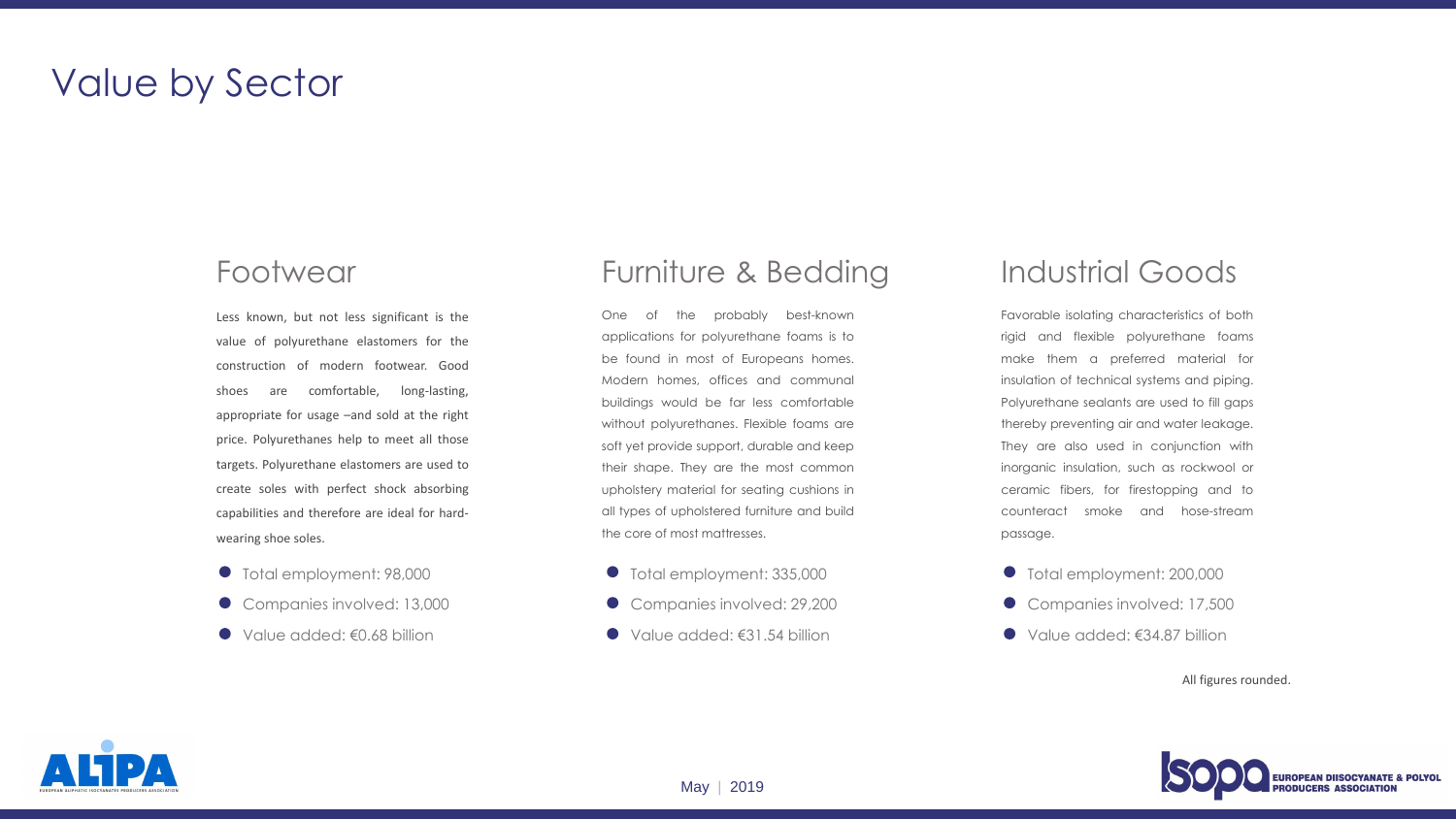# Value by Sector

## Footwear

Less known, but not less significant is the value of polyurethane elastomers for the construction of modern footwear. Good shoes are comfortable, long-lasting, appropriate for usage –and sold at the right price. Polyurethanes help to meet all those targets. Polyurethane elastomers are used to create soles with perfect shock absorbing capabilities and therefore are ideal for hard-wearing shoe soles.

- Total employment: 98,000
- Companies involved: 13,000
- Value added: €0.68 billion

## Furniture & Bedding

One of the probably best-known applications for polyurethane foams is to be found in most of Europeans homes. Modern homes, offices and communal buildings would be far less comfortable without polyurethanes. Flexible foams are soft yet provide support, durable and keep their shape. They are the most common upholstery material for seating cushions in all types of upholstered furniture and build the core of most mattresses.

- Total employment: 335,000
- Companies involved: 29,200
- Value added: €31.54 billion

## Industrial Goods

Favorable isolating characteristics of both rigid and flexible polyurethane foams make them a preferred material for insulation of technical systems and piping. Polyurethane sealants are used to fill gaps thereby preventing air and water leakage. They are also used in conjunction with inorganic insulation, such as rockwool or ceramic fibers, for firestopping and to counteract smoke and hose-stream passage.

- Total employment: 200,000
- Companies involved: 17,500
- Value added: €34.87 billion

All figures rounded.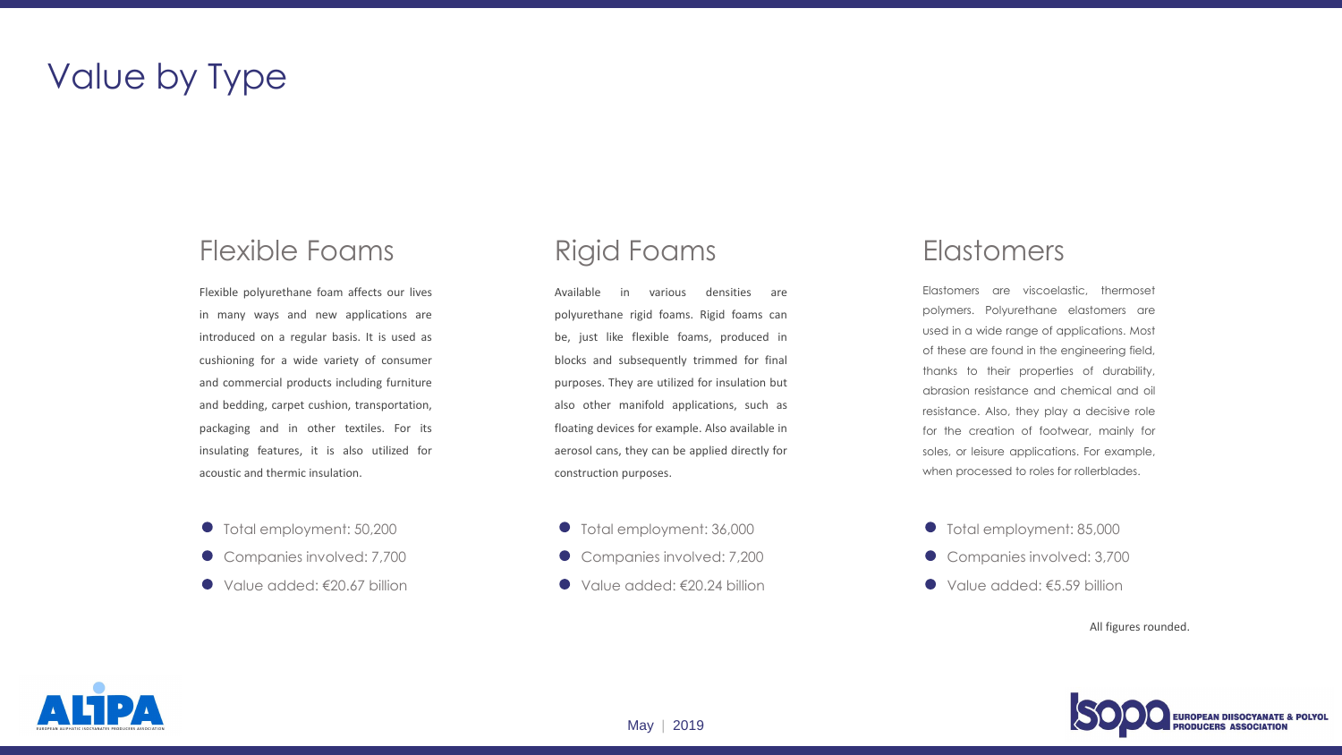# Value by Type

## Flexible Foams

Flexible polyurethane foam affects our lives in many ways and new applications are introduced on a regular basis. It is used as cushioning for a wide variety of consumer and commercial products including furniture and bedding, carpet cushion, transportation, packaging and in other textiles. For its insulating features, it is also utilized for acoustic and thermic insulation.

- Total employment: 50,200
- Companies involved: 7,700
- Value added: €20.67 billion

## Rigid Foams

Available in various densities are polyurethane rigid foams. Rigid foams can be, just like flexible foams, produced in blocks and subsequently trimmed for final purposes. They are utilized for insulation but also other manifold applications, such as floating devices for example. Also available in aerosol cans, they can be applied directly for construction purposes.

- Total employment: 36,000
- Companies involved: 7,200
- Value added: €20.24 billion

## Elastomers

Elastomers are viscoelastic, thermoset polymers. Polyurethane elastomers are used in a wide range of applications. Most of these are found in the engineering field, thanks to their properties of durability, abrasion resistance and chemical and oil resistance. Also, they play a decisive role for the creation of footwear, mainly for soles, or leisure applications. For example, when processed to roles for rollerblades.

- Total employment: 85,000
- Companies involved: 3,700
- Value added: €5.59 billion

All figures rounded.

May | 2019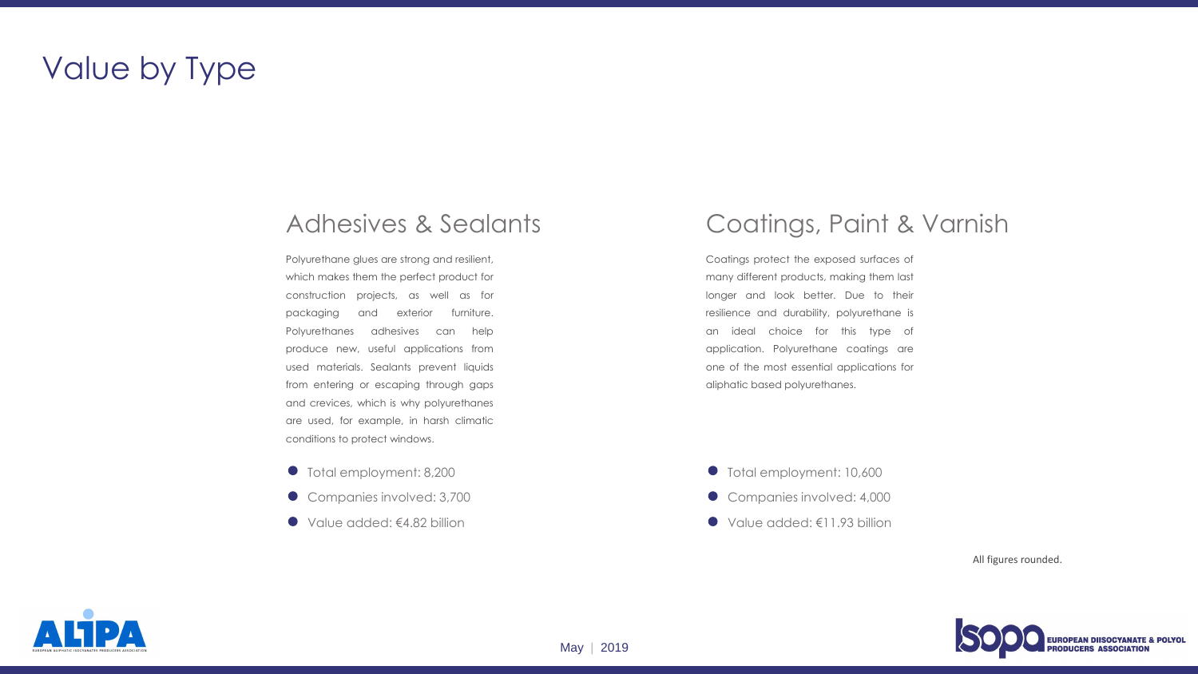# Value by Type

## Adhesives & Sealants

Polyurethane glues are strong and resilient, which makes them the perfect product for construction projects, as well as for packaging and exterior furniture. Polyurethanes adhesives can help produce new, useful applications from used materials. Sealants prevent liquids from entering or escaping through gaps and crevices, which is why polyurethanes are used, for example, in harsh climatic conditions to protect windows.

- Total employment: 8,200
- Companies involved: 3,700
- Value added: €4.82 billion

## Coatings, Paint & Varnish

Coatings protect the exposed surfaces of many different products, making them last longer and look better. Due to their resilience and durability, polyurethane is an ideal choice for this type of application. Polyurethane coatings are one of the most essential applications for aliphatic based polyurethanes.

- Total employment: 10,600
- Companies involved: 4,000
- Value added: €11.93 billion

All figures rounded.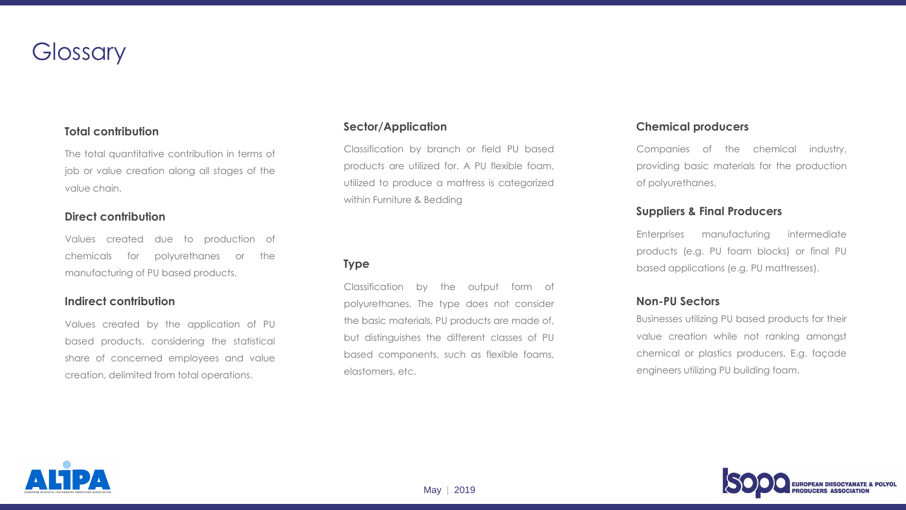# Glossary

### Total contribution

The total quantitative contribution in terms of job or value creation along all stages of the value chain.

### Direct contribution

Values created due to production of chemicals for polyurethanes or the manufacturing of PU based products.

### Indirect contribution

Values created by the application of PU based products, considering the statistical share of concerned employees and value creation, delimited from total operations.

### Sector/Application

Classification by branch or field PU based products are utilized for. A PU flexible foam, utilized to produce a mattress is categorized within Furniture & Bedding

### Type

Classification by the output form of polyurethanes. The type does not consider the basic materials, PU products are made of, but distinguishes the different classes of PU based components, such as flexible foams, elastomers, etc.

### Chemical producers

Companies of the chemical industry, providing basic materials for the production of polyurethanes.

### Suppliers & Final Producers

Enterprises manufacturing intermediate products (e.g. PU foam blocks) or final PU based applications (e.g. PU mattresses).

### Non-PU Sectors

Businesses utilizing PU based products for their value creation while not ranking amongst chemical or plastics producers. E.g. façade engineers utilizing PU building foam.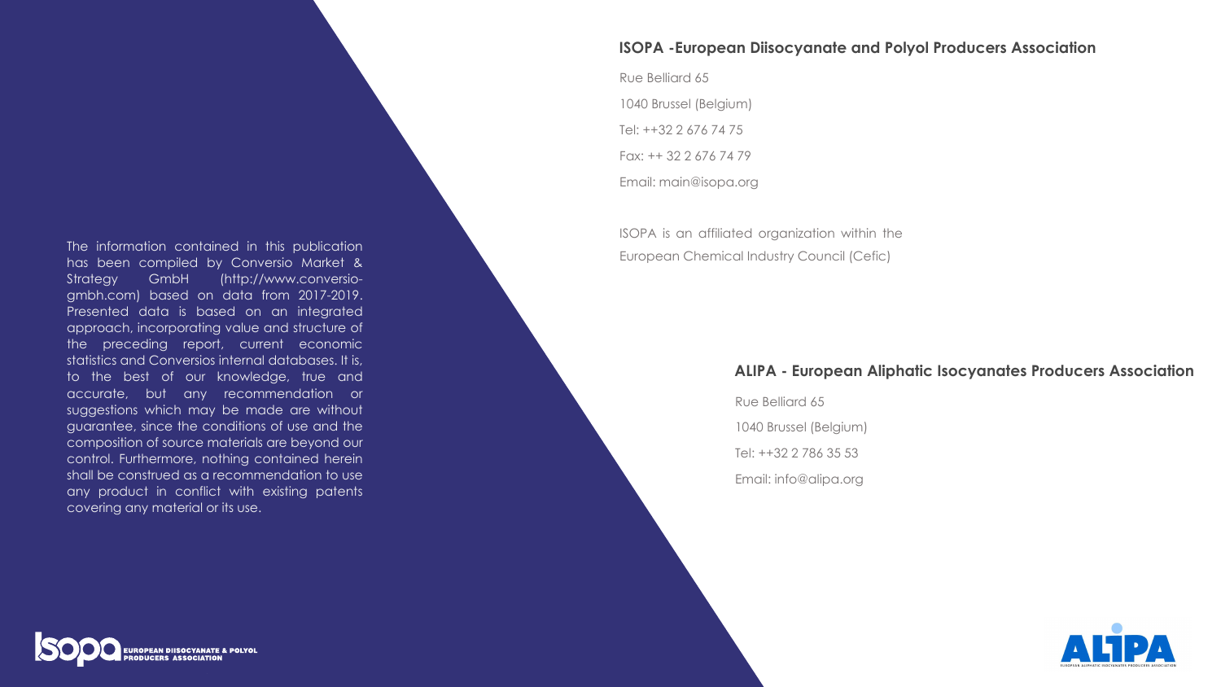The information contained in this publication has been compiled by Conversio Market & Strategy GmbH (http://www.conversio-gmbh.com) based on data from 2017-2019. Presented data is based on an integrated approach, incorporating value and structure of the preceding report, current economic statistics and Conversios internal databases. It is, to the best of our knowledge, true and accurate, but any recommendation or suggestions which may be made are without guarantee, since the conditions of use and the composition of source materials are beyond our control. Furthermore, nothing contained herein shall be construed as a recommendation to use any product in conflict with existing patents covering any material or its use.

## ISOPA -European Diisocyanate and Polyol Producers Association

Rue Belliard 65

1040 Brussel (Belgium)

Tel: ++32 2 676 74 75

Fax: ++ 32 2 676 74 79

Email: main@isopa.org

ISOPA is an affiliated organization within the European Chemical Industry Council (Cefic)

## ALIPA - European Aliphatic Isocyanates Producers Association

Rue Belliard 65

1040 Brussel (Belgium)

Tel: ++32 2 786 35 53

Email: info@alipa.org

ISOPA EUROPEAN DIISOCYANATE & POLYOL PRODUCERS ASSOCIATION

ALIPA EUROPEAN ALIPHATIC ISOCYANATES PRODUCERS ASSOCIATION